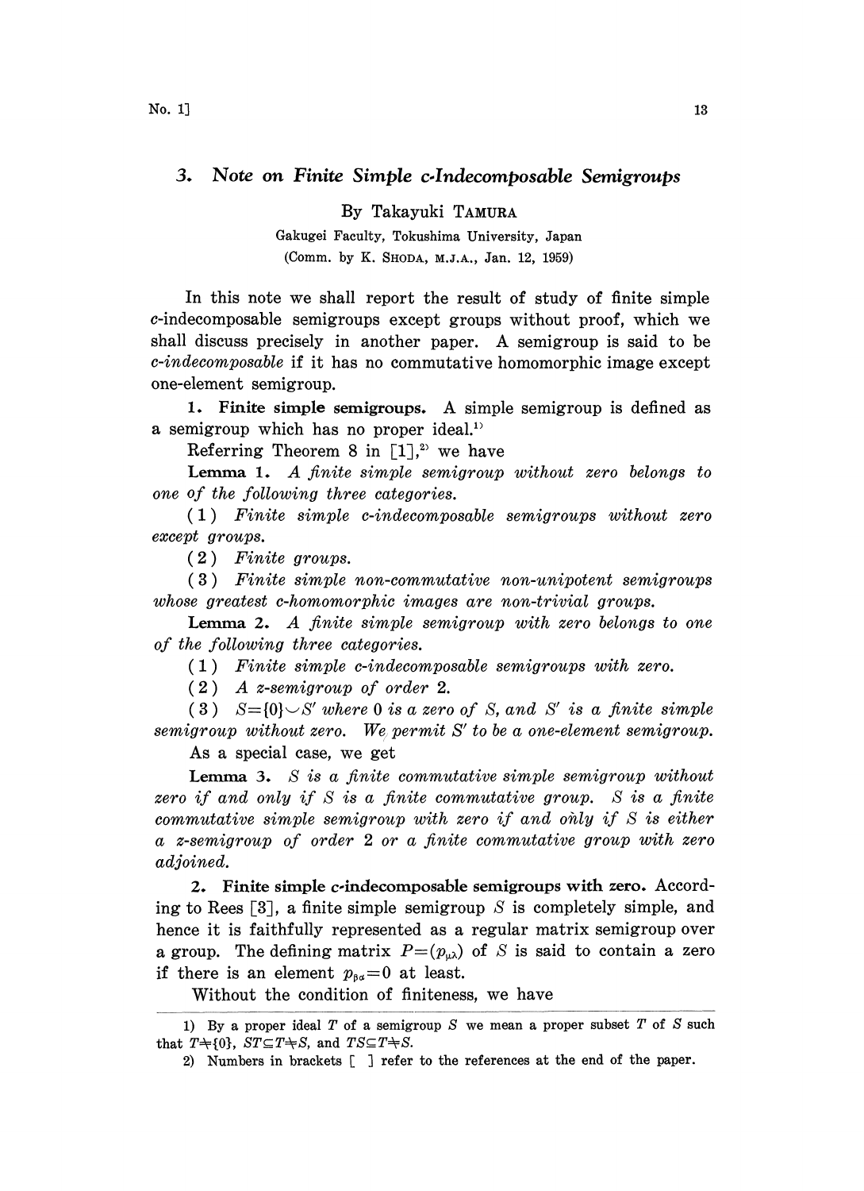# 3. Note on Finite Simple c-Indecomposable Semigroups

By Takayuki TAMURA

Gakugei Faculty, Tokushima University, Japan

(Comm. by K. SHODA, M.J.A., Jan. 12, 1959)

In this note we shall report the result of study of finite simple $c$-indecomposable semigroups except groups without proof, which we shall discuss precisely in another paper. A semigroup is said to be *c-indecomposable* if it has no commutative homomorphic image except one-element semigroup.

**1. Finite simple semigroups.** A simple semigroup is defined as a semigroup which has no proper ideal.[1]

Referring Theorem 8 in [1],[2] we have

**Lemma 1.** *A finite simple semigroup without zero belongs to one of the following three categories.*

(1) *Finite simple c-indecomposable semigroups without zero except groups.*

(2) *Finite groups.*

(3) *Finite simple non-commutative non-unipotent semigroups whose greatest c-homomorphic images are non-trivial groups.*

**Lemma 2.** *A finite simple semigroup with zero belongs to one of the following three categories.*

(1) *Finite simple c-indecomposable semigroups with zero.*

(2) *A z-semigroup of order* 2.

(3) $S=\{0\}\cup S'$ *where* 0 *is a zero of* $S$, *and* $S'$ *is a finite simple semigroup without zero. We permit* $S'$ *to be a one-element semigroup.*

As a special case, we get

**Lemma 3.** $S$ *is a finite commutative simple semigroup without zero if and only if* $S$ *is a finite commutative group.* $S$ *is a finite commutative simple semigroup with zero if and only if* $S$ *is either a z-semigroup of order* 2 *or a finite commutative group with zero adjoined.*

**2. Finite simple c-indecomposable semigroups with zero.** According to Rees [3], a finite simple semigroup $S$ is completely simple, and hence it is faithfully represented as a regular matrix semigroup over a group. The defining matrix $P=(p_{\mu\lambda})$ of $S$ is said to contain a zero if there is an element $p_{\beta\alpha}=0$ at least.

Without the condition of finiteness, we have

---

1) By a proper ideal $T$ of a semigroup $S$ we mean a proper subset $T$ of $S$ such that $T\neq\{0\}$, $ST\subseteq T\neq S$, and $TS\subseteq T\neq S$.

2) Numbers in brackets [ ] refer to the references at the end of the paper.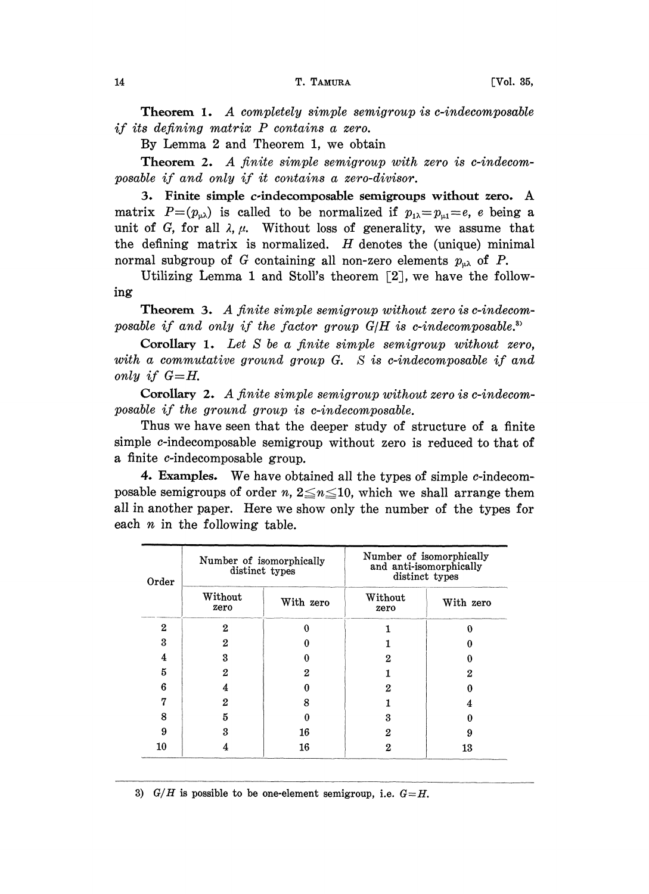**Theorem 1.** *A completely simple semigroup is c-indecomposable if its defining matrix P contains a zero.*

By Lemma 2 and Theorem 1, we obtain

**Theorem 2.** *A finite simple semigroup with zero is c-indecomposable if and only if it contains a zero-divisor.*

### 3. Finite simple c-indecomposable semigroups without zero.

A matrix $P=(p_{\mu\lambda})$ is called to be normalized if $p_{1\lambda}=p_{\mu 1}=e$, $e$ being a unit of $G$, for all $\lambda$, $\mu$. Without loss of generality, we assume that the defining matrix is normalized. $H$ denotes the (unique) minimal normal subgroup of $G$ containing all non-zero elements $p_{\mu\lambda}$ of $P$.

Utilizing Lemma 1 and Stoll's theorem [2], we have the following

**Theorem 3.** *A finite simple semigroup without zero is c-indecomposable if and only if the factor group $G/H$ is c-indecomposable.*[3]

**Corollary 1.** *Let $S$ be a finite simple semigroup without zero, with a commutative ground group $G$. $S$ is c-indecomposable if and only if $G=H$.*

**Corollary 2.** *A finite simple semigroup without zero is c-indecomposable if the ground group is c-indecomposable.*

Thus we have seen that the deeper study of structure of a finite simple c-indecomposable semigroup without zero is reduced to that of a finite c-indecomposable group.

### 4. Examples.

We have obtained all the types of simple c-indecomposable semigroups of order $n$, $2 \leqq n \leqq 10$, which we shall arrange them all in another paper. Here we show only the number of the types for each $n$ in the following table.

| Order | Number of isomorphically distinct types | | Number of isomorphically and anti-isomorphically distinct types | |
|---|---|---|---|---|
| | Without zero | With zero | Without zero | With zero |
| 2 | 2 | 0 | 1 | 0 |
| 3 | 2 | 0 | 1 | 0 |
| 4 | 3 | 0 | 2 | 0 |
| 5 | 2 | 2 | 1 | 2 |
| 6 | 4 | 0 | 2 | 0 |
| 7 | 2 | 8 | 1 | 4 |
| 8 | 5 | 0 | 3 | 0 |
| 9 | 3 | 16 | 2 | 9 |
| 10 | 4 | 16 | 2 | 13 |

3) $G/H$ is possible to be one-element semigroup, i.e. $G=H$.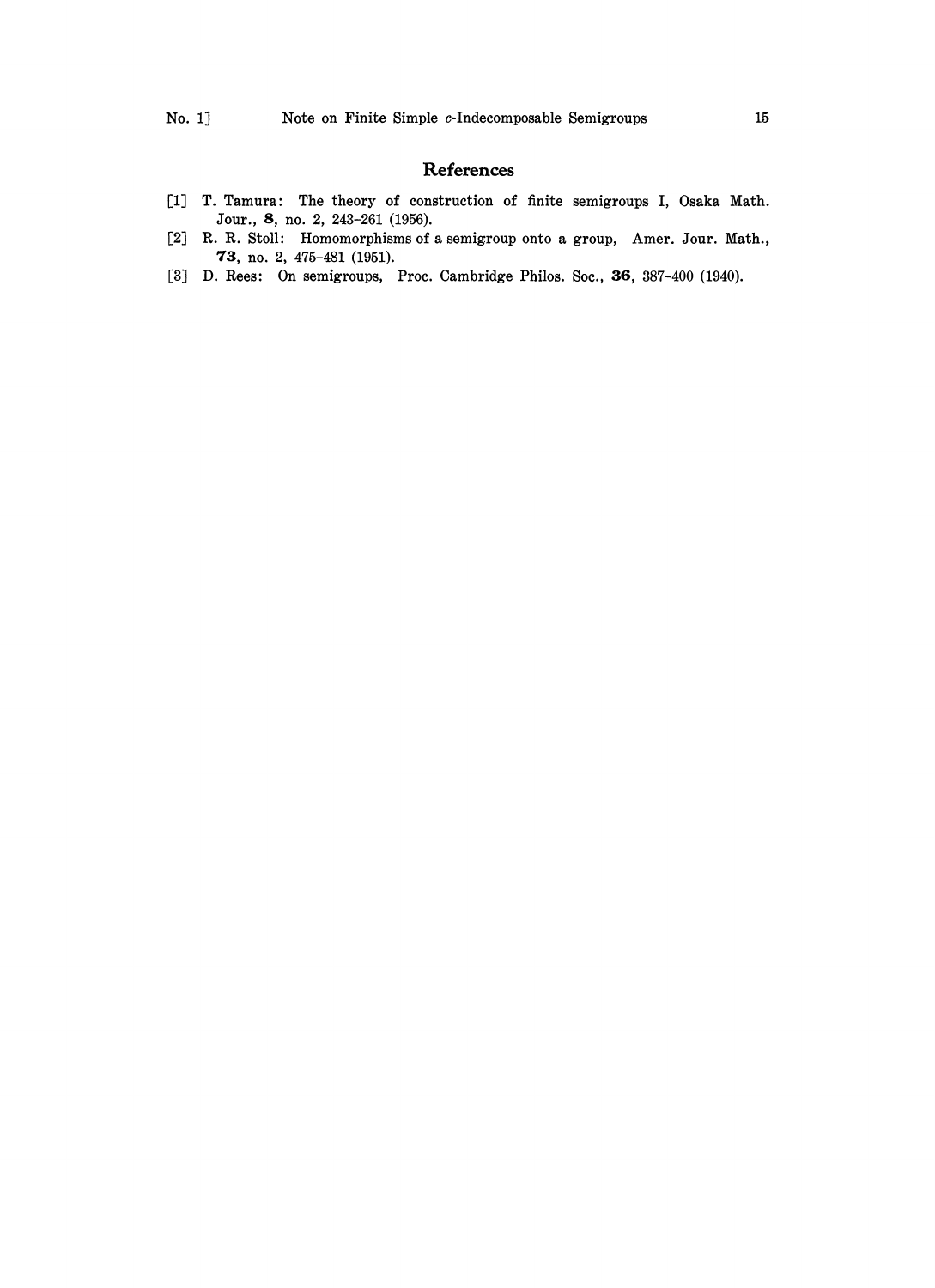## References

[1] T. Tamura: The theory of construction of finite semigroups I, Osaka Math. Jour., **8**, no. 2, 243–261 (1956).

[2] R. R. Stoll: Homomorphisms of a semigroup onto a group, Amer. Jour. Math., **73**, no. 2, 475–481 (1951).

[3] D. Rees: On semigroups, Proc. Cambridge Philos. Soc., **36**, 387–400 (1940).